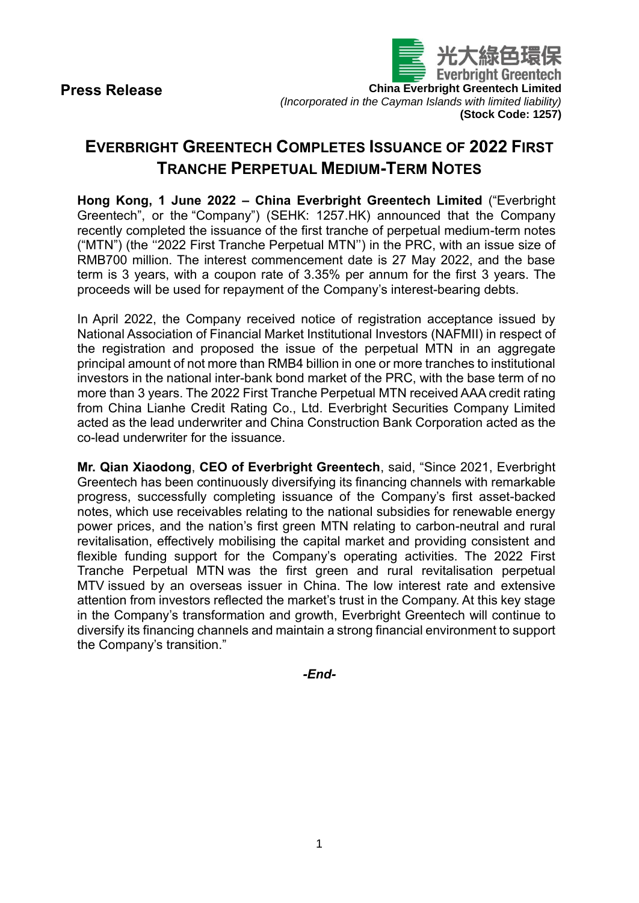**Press Release**

光大綠色環保
Everbright Greentech
**China Everbright Greentech Limited**
*(Incorporated in the Cayman Islands with limited liability)*
**(Stock Code: 1257)**

# EVERBRIGHT GREENTECH COMPLETES ISSUANCE OF 2022 FIRST TRANCHE PERPETUAL MEDIUM-TERM NOTES

**Hong Kong, 1 June 2022 – China Everbright Greentech Limited** ("Everbright Greentech", or the "Company") (SEHK: 1257.HK) announced that the Company recently completed the issuance of the first tranche of perpetual medium-term notes ("MTN") (the "2022 First Tranche Perpetual MTN") in the PRC, with an issue size of RMB700 million. The interest commencement date is 27 May 2022, and the base term is 3 years, with a coupon rate of 3.35% per annum for the first 3 years. The proceeds will be used for repayment of the Company's interest-bearing debts.

In April 2022, the Company received notice of registration acceptance issued by National Association of Financial Market Institutional Investors (NAFMII) in respect of the registration and proposed the issue of the perpetual MTN in an aggregate principal amount of not more than RMB4 billion in one or more tranches to institutional investors in the national inter-bank bond market of the PRC, with the base term of no more than 3 years. The 2022 First Tranche Perpetual MTN received AAA credit rating from China Lianhe Credit Rating Co., Ltd. Everbright Securities Company Limited acted as the lead underwriter and China Construction Bank Corporation acted as the co-lead underwriter for the issuance.

**Mr. Qian Xiaodong**, **CEO of Everbright Greentech**, said, "Since 2021, Everbright Greentech has been continuously diversifying its financing channels with remarkable progress, successfully completing issuance of the Company's first asset-backed notes, which use receivables relating to the national subsidies for renewable energy power prices, and the nation's first green MTN relating to carbon-neutral and rural revitalisation, effectively mobilising the capital market and providing consistent and flexible funding support for the Company's operating activities. The 2022 First Tranche Perpetual MTN was the first green and rural revitalisation perpetual MTV issued by an overseas issuer in China. The low interest rate and extensive attention from investors reflected the market's trust in the Company. At this key stage in the Company's transformation and growth, Everbright Greentech will continue to diversify its financing channels and maintain a strong financial environment to support the Company's transition."

***-End-***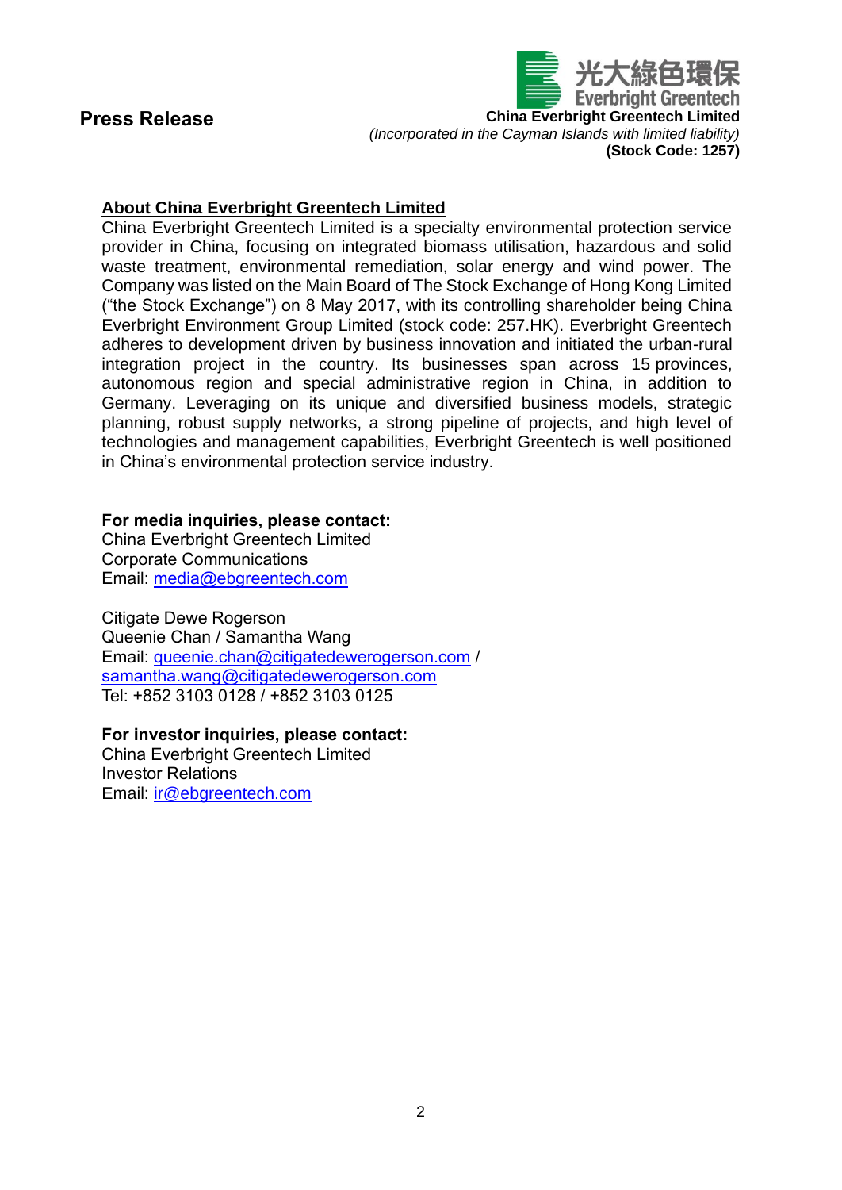**Press Release**

光大綠色環保
Everbright Greentech
**China Everbright Greentech Limited**
*(Incorporated in the Cayman Islands with limited liability)*
**(Stock Code: 1257)**

**About China Everbright Greentech Limited**

China Everbright Greentech Limited is a specialty environmental protection service provider in China, focusing on integrated biomass utilisation, hazardous and solid waste treatment, environmental remediation, solar energy and wind power. The Company was listed on the Main Board of The Stock Exchange of Hong Kong Limited ("the Stock Exchange") on 8 May 2017, with its controlling shareholder being China Everbright Environment Group Limited (stock code: 257.HK). Everbright Greentech adheres to development driven by business innovation and initiated the urban-rural integration project in the country. Its businesses span across 15 provinces, autonomous region and special administrative region in China, in addition to Germany. Leveraging on its unique and diversified business models, strategic planning, robust supply networks, a strong pipeline of projects, and high level of technologies and management capabilities, Everbright Greentech is well positioned in China's environmental protection service industry.

**For media inquiries, please contact:**
China Everbright Greentech Limited
Corporate Communications
Email: media@ebgreentech.com

Citigate Dewe Rogerson
Queenie Chan / Samantha Wang
Email: queenie.chan@citigatedewerogerson.com / samantha.wang@citigatedewerogerson.com
Tel: +852 3103 0128 / +852 3103 0125

**For investor inquiries, please contact:**
China Everbright Greentech Limited
Investor Relations
Email: ir@ebgreentech.com